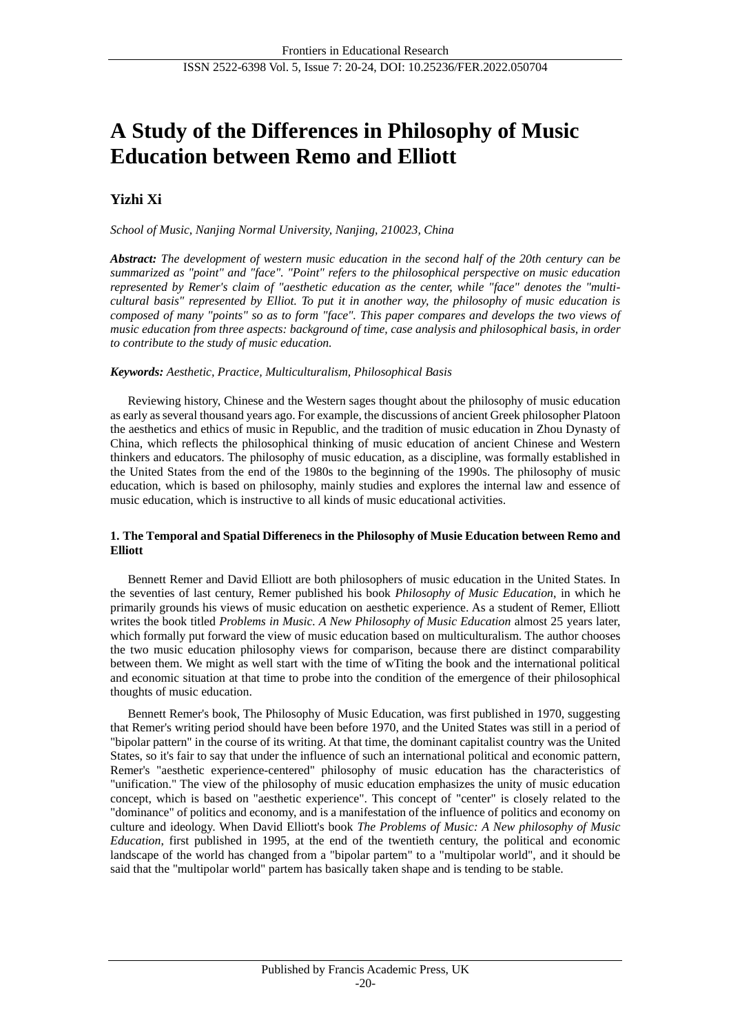# A Study of the Differences in Philosophy of Music Education between Remo and Elliott

**Yizhi Xi**

*School of Music, Nanjing Normal University, Nanjing, 210023, China*

***Abstract:*** *The development of western music education in the second half of the 20th century can be summarized as "point" and "face". "Point" refers to the philosophical perspective on music education represented by Remer's claim of "aesthetic education as the center, while "face" denotes the "multi-cultural basis" represented by Elliot. To put it in another way, the philosophy of music education is composed of many "points" so as to form "face". This paper compares and develops the two views of music education from three aspects: background of time, case analysis and philosophical basis, in order to contribute to the study of music education.*

***Keywords:*** *Aesthetic, Practice, Multiculturalism, Philosophical Basis*

Reviewing history, Chinese and the Western sages thought about the philosophy of music education as early as several thousand years ago. For example, the discussions of ancient Greek philosopher Platoon the aesthetics and ethics of music in Republic, and the tradition of music education in Zhou Dynasty of China, which reflects the philosophical thinking of music education of ancient Chinese and Western thinkers and educators. The philosophy of music education, as a discipline, was formally established in the United States from the end of the 1980s to the beginning of the 1990s. The philosophy of music education, which is based on philosophy, mainly studies and explores the internal law and essence of music education, which is instructive to all kinds of music educational activities.

## 1. The Temporal and Spatial Differenecs in the Philosophy of Musie Education between Remo and Elliott

Bennett Remer and David Elliott are both philosophers of music education in the United States. In the seventies of last century, Remer published his book *Philosophy of Music Education*, in which he primarily grounds his views of music education on aesthetic experience. As a student of Remer, Elliott writes the book titled *Problems in Music. A New Philosophy of Music Education* almost 25 years later, which formally put forward the view of music education based on multiculturalism. The author chooses the two music education philosophy views for comparison, because there are distinct comparability between them. We might as well start with the time of wTiting the book and the international political and economic situation at that time to probe into the condition of the emergence of their philosophical thoughts of music education.

Bennett Remer's book, The Philosophy of Music Education, was first published in 1970, suggesting that Remer's writing period should have been before 1970, and the United States was still in a period of "bipolar pattern" in the course of its writing. At that time, the dominant capitalist country was the United States, so it's fair to say that under the influence of such an international political and economic pattern, Remer's "aesthetic experience-centered" philosophy of music education has the characteristics of "unification." The view of the philosophy of music education emphasizes the unity of music education concept, which is based on "aesthetic experience". This concept of "center" is closely related to the "dominance" of politics and economy, and is a manifestation of the influence of politics and economy on culture and ideology. When David Elliott's book *The Problems of Music: A New philosophy of Music Education*, first published in 1995, at the end of the twentieth century, the political and economic landscape of the world has changed from a "bipolar partem" to a "multipolar world", and it should be said that the "multipolar world" partem has basically taken shape and is tending to be stable.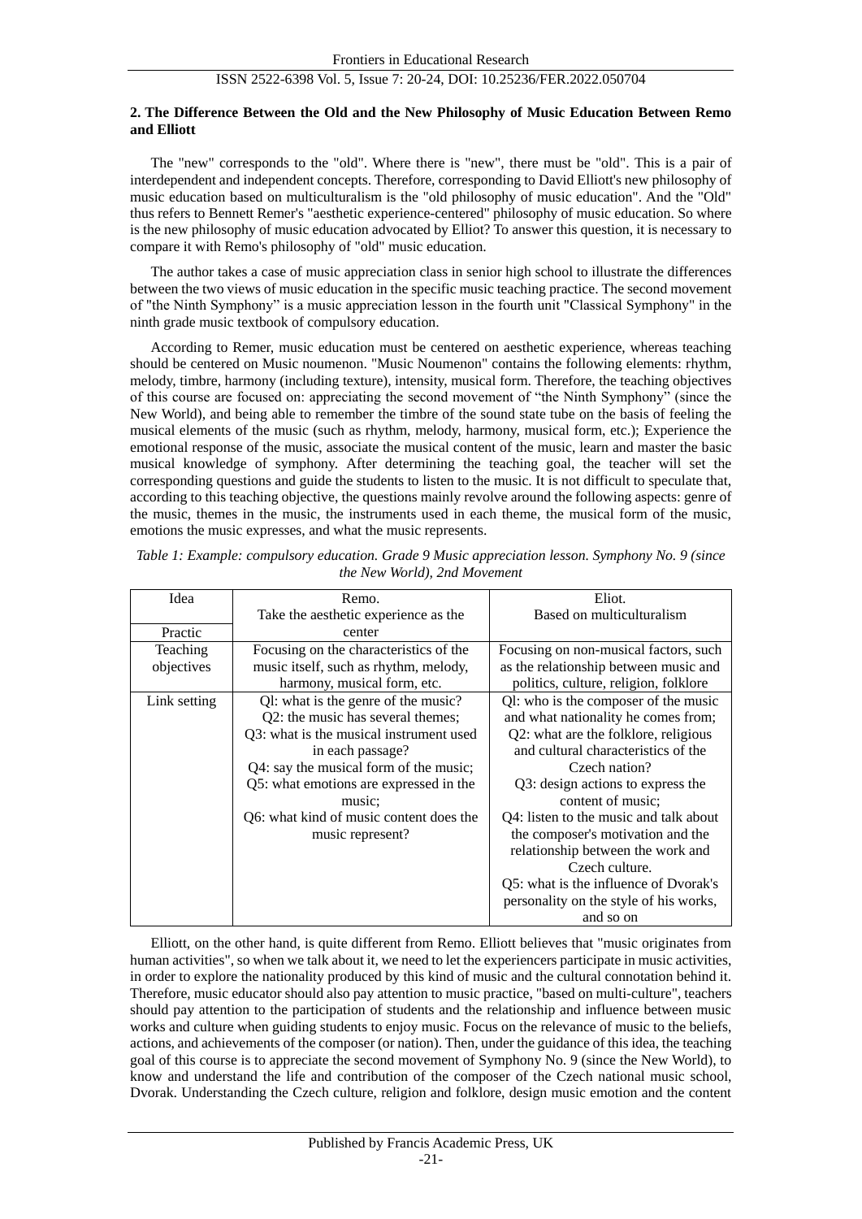### 2. The Difference Between the Old and the New Philosophy of Music Education Between Remo and Elliott

The "new" corresponds to the "old". Where there is "new", there must be "old". This is a pair of interdependent and independent concepts. Therefore, corresponding to David Elliott's new philosophy of music education based on multiculturalism is the "old philosophy of music education". And the "Old" thus refers to Bennett Remer's "aesthetic experience-centered" philosophy of music education. So where is the new philosophy of music education advocated by Elliot? To answer this question, it is necessary to compare it with Remo's philosophy of "old" music education.

The author takes a case of music appreciation class in senior high school to illustrate the differences between the two views of music education in the specific music teaching practice. The second movement of "the Ninth Symphony" is a music appreciation lesson in the fourth unit "Classical Symphony" in the ninth grade music textbook of compulsory education.

According to Remer, music education must be centered on aesthetic experience, whereas teaching should be centered on Music noumenon. "Music Noumenon" contains the following elements: rhythm, melody, timbre, harmony (including texture), intensity, musical form. Therefore, the teaching objectives of this course are focused on: appreciating the second movement of "the Ninth Symphony" (since the New World), and being able to remember the timbre of the sound state tube on the basis of feeling the musical elements of the music (such as rhythm, melody, harmony, musical form, etc.); Experience the emotional response of the music, associate the musical content of the music, learn and master the basic musical knowledge of symphony. After determining the teaching goal, the teacher will set the corresponding questions and guide the students to listen to the music. It is not difficult to speculate that, according to this teaching objective, the questions mainly revolve around the following aspects: genre of the music, themes in the music, the instruments used in each theme, the musical form of the music, emotions the music expresses, and what the music represents.

*Table 1: Example: compulsory education. Grade 9 Music appreciation lesson. Symphony No. 9 (since the New World), 2nd Movement*

| Idea / Practic | Remo. Take the aesthetic experience as the center | Eliot. Based on multiculturalism |
|---|---|---|
| Teaching objectives | Focusing on the characteristics of the music itself, such as rhythm, melody, harmony, musical form, etc. | Focusing on non-musical factors, such as the relationship between music and politics, culture, religion, folklore |
| Link setting | Ql: what is the genre of the music? Q2: the music has several themes; Q3: what is the musical instrument used in each passage? Q4: say the musical form of the music; Q5: what emotions are expressed in the music; Q6: what kind of music content does the music represent? | Ql: who is the composer of the music and what nationality he comes from; Q2: what are the folklore, religious and cultural characteristics of the Czech nation? Q3: design actions to express the content of music; Q4: listen to the music and talk about the composer's motivation and the relationship between the work and Czech culture. Q5: what is the influence of Dvorak's personality on the style of his works, and so on |

Elliott, on the other hand, is quite different from Remo. Elliott believes that "music originates from human activities", so when we talk about it, we need to let the experiencers participate in music activities, in order to explore the nationality produced by this kind of music and the cultural connotation behind it. Therefore, music educator should also pay attention to music practice, "based on multi-culture", teachers should pay attention to the participation of students and the relationship and influence between music works and culture when guiding students to enjoy music. Focus on the relevance of music to the beliefs, actions, and achievements of the composer (or nation). Then, under the guidance of this idea, the teaching goal of this course is to appreciate the second movement of Symphony No. 9 (since the New World), to know and understand the life and contribution of the composer of the Czech national music school, Dvorak. Understanding the Czech culture, religion and folklore, design music emotion and the content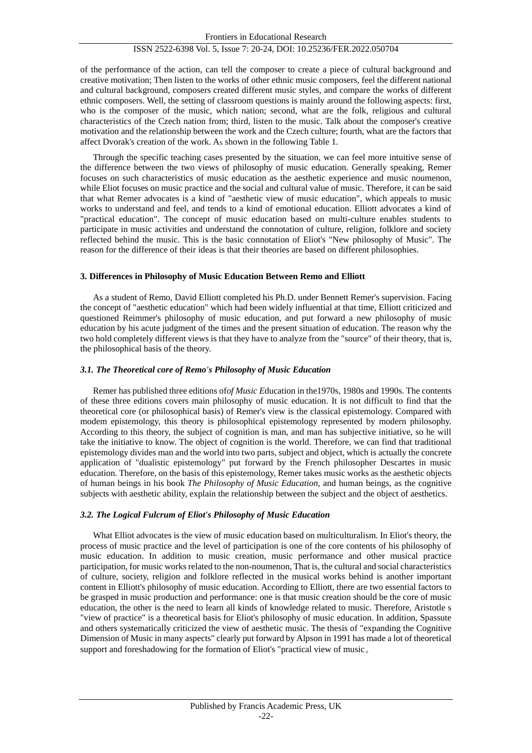of the performance of the action, can tell the composer to create a piece of cultural background and creative motivation; Then listen to the works of other ethnic music composers, feel the different national and cultural background, composers created different music styles, and compare the works of different ethnic composers. Well, the setting of classroom questions is mainly around the following aspects: first, who is the composer of the music, which nation; second, what are the folk, religious and cultural characteristics of the Czech nation from; third, listen to the music. Talk about the composer's creative motivation and the relationship between the work and the Czech culture; fourth, what are the factors that affect Dvorak's creation of the work. As shown in the following Table 1.

Through the specific teaching cases presented by the situation, we can feel more intuitive sense of the difference between the two views of philosophy of music education. Generally speaking, Remer focuses on such characteristics of music education as the aesthetic experience and music noumenon, while Eliot focuses on music practice and the social and cultural value of music. Therefore, it can be said that what Remer advocates is a kind of "aesthetic view of music education", which appeals to music works to understand and feel, and tends to a kind of emotional education. Elliott advocates a kind of "practical education". The concept of music education based on multi-culture enables students to participate in music activities and understand the connotation of culture, religion, folklore and society reflected behind the music. This is the basic connotation of Eliot's "New philosophy of Music". The reason for the difference of their ideas is that their theories are based on different philosophies.

### 3. Differences in Philosophy of Music Education Between Remo and Elliott

As a student of Remo, David Elliott completed his Ph.D. under Bennett Remer's supervision. Facing the concept of "aesthetic education" which had been widely influential at that time, Elliott criticized and questioned Reimmer's philosophy of music education, and put forward a new philosophy of music education by his acute judgment of the times and the present situation of education. The reason why the two hold completely different views is that they have to analyze from the "source" of their theory, that is, the philosophical basis of the theory.

#### *3.1. The Theoretical core of Remo's Philosophy of Music Education*

Remer has published three editions of*of Music E*ducation in the1970s, 1980s and 1990s. The contents of these three editions covers main philosophy of music education. It is not difficult to find that the theoretical core (or philosophical basis) of Remer's view is the classical epistemology. Compared with modem epistemology, this theory is philosophical epistemology represented by modern philosophy. According to this theory, the subject of cognition is man, and man has subjective initiative, so he will take the initiative to know. The object of cognition is the world. Therefore, we can find that traditional epistemology divides man and the world into two parts, subject and object, which is actually the concrete application of "dualistic epistemology" put forward by the French philosopher Descartes in music education. Therefore, on the basis of this epistemology, Remer takes music works as the aesthetic objects of human beings in his book *The Philosophy of Music Education*, and human beings, as the cognitive subjects with aesthetic ability, explain the relationship between the subject and the object of aesthetics.

#### *3.2. The Logical Fulcrum of Eliot's Philosophy of Music Education*

What Elliot advocates is the view of music education based on multiculturalism. In Eliot's theory, the process of music practice and the level of participation is one of the core contents of his philosophy of music education. In addition to music creation, music performance and other musical practice participation, for music works related to the non-noumenon, That is, the cultural and social characteristics of culture, society, religion and folklore reflected in the musical works behind is another important content in Elliott's philosophy of music education. According to Elliott, there are two essential factors to be grasped in music production and performance: one is that music creation should be the core of music education, the other is the need to learn all kinds of knowledge related to music. Therefore, Aristotle s "view of practice" is a theoretical basis for Eliot's philosophy of music education. In addition, Spassute and others systematically criticized the view of aesthetic music. The thesis of "expanding the Cognitive Dimension of Music in many aspects" clearly put forward by Alpson in 1991 has made a lot of theoretical support and foreshadowing for the formation of Eliot's "practical view of music。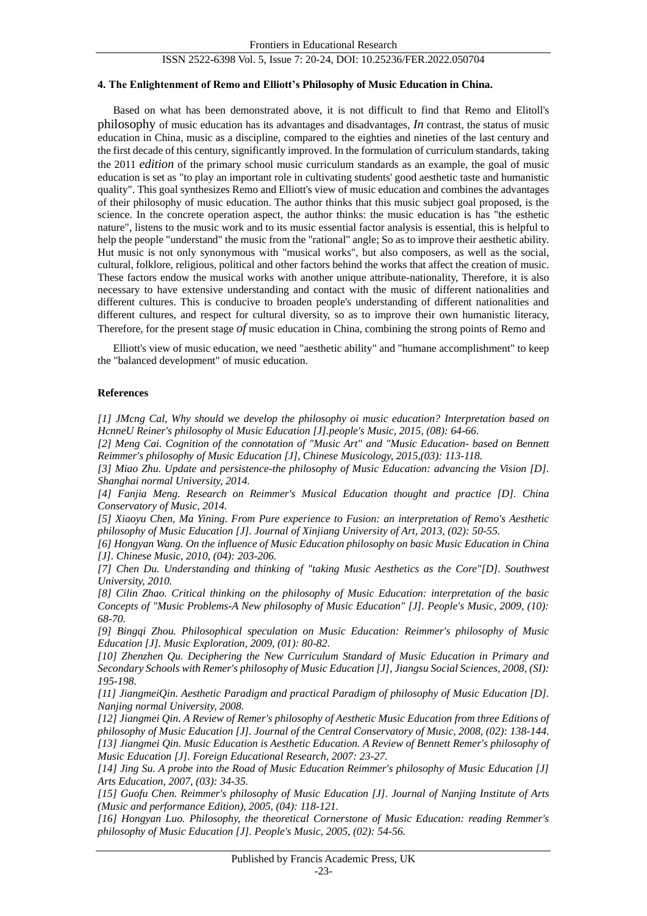#### 4. The Enlightenment of Remo and Elliott's Philosophy of Music Education in China.

Based on what has been demonstrated above, it is not difficult to find that Remo and Elitoll's philosophy of music education has its advantages and disadvantages, *In* contrast, the status of music education in China, music as a discipline, compared to the eighties and nineties of the last century and the first decade of this century, significantly improved. In the formulation of curriculum standards, taking the 2011 *edition* of the primary school music curriculum standards as an example, the goal of music education is set as "to play an important role in cultivating students' good aesthetic taste and humanistic quality". This goal synthesizes Remo and Elliott's view of music education and combines the advantages of their philosophy of music education. The author thinks that this music subject goal proposed, is the science. In the concrete operation aspect, the author thinks: the music education is has "the esthetic nature", listens to the music work and to its music essential factor analysis is essential, this is helpful to help the people "understand" the music from the "rational" angle; So as to improve their aesthetic ability. Hut music is not only synonymous with "musical works", but also composers, as well as the social, cultural, folklore, religious, political and other factors behind the works that affect the creation of music. These factors endow the musical works with another unique attribute-nationality, Therefore, it is also necessary to have extensive understanding and contact with the music of different nationalities and different cultures. This is conducive to broaden people's understanding of different nationalities and different cultures, and respect for cultural diversity, so as to improve their own humanistic literacy, Therefore, for the present stage *of* music education in China, combining the strong points of Remo and

Elliott's view of music education, we need "aesthetic ability" and "humane accomplishment" to keep the "balanced development" of music education.

#### References

*[1] JMcng Cal, Why should we develop the philosophy oi music education? Interpretation based on HcnneU Reiner's philosophy ol Music Education [J].people's Music, 2015, (08): 64-66.*

*[2] Meng Cai. Cognition of the connotation of "Music Art" and "Music Education- based on Bennett Reimmer's philosophy of Music Education [J], Chinese Musicology, 2015,(03): 113-118.*

*[3] Miao Zhu. Update and persistence-the philosophy of Music Education: advancing the Vision [D]. Shanghai normal University, 2014.*

*[4] Fanjia Meng. Research on Reimmer's Musical Education thought and practice [D]. China Conservatory of Music, 2014.*

*[5] Xiaoyu Chen, Ma Yining. From Pure experience to Fusion: an interpretation of Remo's Aesthetic philosophy of Music Education [J]. Journal of Xinjiang University of Art, 2013, (02): 50-55.*

*[6] Hongyan Wang. On the influence of Music Education philosophy on basic Music Education in China [J]. Chinese Music, 2010, (04): 203-206.*

*[7] Chen Du. Understanding and thinking of "taking Music Aesthetics as the Core"[D]. Southwest University, 2010.*

*[8] Cilin Zhao. Critical thinking on the philosophy of Music Education: interpretation of the basic Concepts of "Music Problems-A New philosophy of Music Education" [J]. People's Music, 2009, (10): 68-70.*

*[9] Bingqi Zhou. Philosophical speculation on Music Education: Reimmer's philosophy of Music Education [J]. Music Exploration, 2009, (01): 80-82.*

*[10] Zhenzhen Qu. Deciphering the New Curriculum Standard of Music Education in Primary and Secondary Schools with Remer's philosophy of Music Education [J], Jiangsu Social Sciences, 2008, (SI): 195-198.*

*[11] JiangmeiQin. Aesthetic Paradigm and practical Paradigm of philosophy of Music Education [D]. Nanjing normal University, 2008.*

*[12] Jiangmei Qin. A Review of Remer's philosophy of Aesthetic Music Education from three Editions of philosophy of Music Education [J]. Journal of the Central Conservatory of Music, 2008, (02): 138-144.*

*[13] Jiangmei Qin. Music Education is Aesthetic Education. A Review of Bennett Remer's philosophy of Music Education [J]. Foreign Educational Research, 2007: 23-27.*

*[14] Jing Su. A probe into the Road of Music Education Reimmer's philosophy of Music Education [J] Arts Education, 2007, (03): 34-35.*

*[15] Guofu Chen. Reimmer's philosophy of Music Education [J]. Journal of Nanjing Institute of Arts (Music and performance Edition), 2005, (04): 118-121.*

*[16] Hongyan Luo. Philosophy, the theoretical Cornerstone of Music Education: reading Remmer's philosophy of Music Education [J]. People's Music, 2005, (02): 54-56.*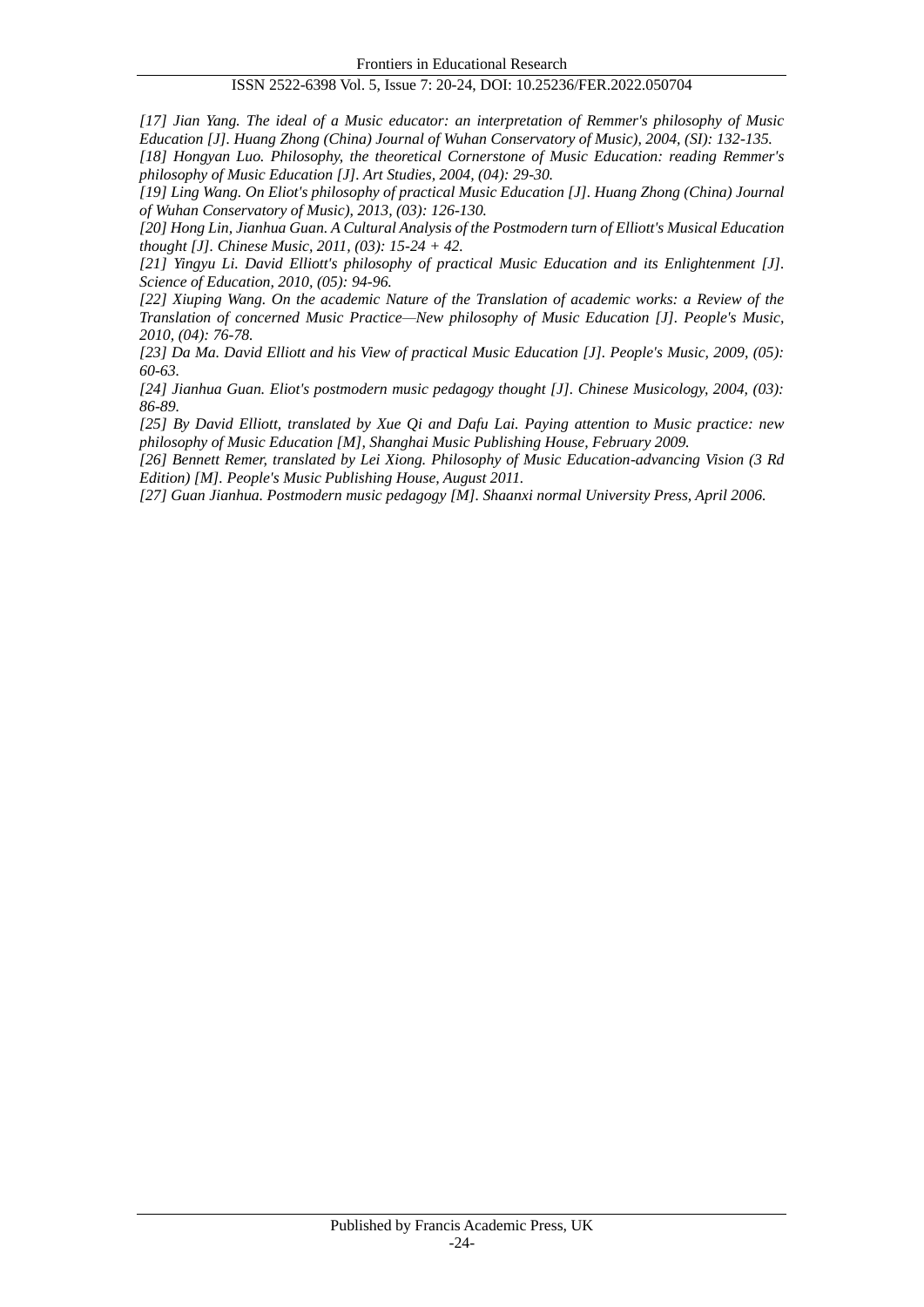*[17] Jian Yang. The ideal of a Music educator: an interpretation of Remmer's philosophy of Music Education [J]. Huang Zhong (China) Journal of Wuhan Conservatory of Music), 2004, (SI): 132-135.*

*[18] Hongyan Luo. Philosophy, the theoretical Cornerstone of Music Education: reading Remmer's philosophy of Music Education [J]. Art Studies, 2004, (04): 29-30.*

*[19] Ling Wang. On Eliot's philosophy of practical Music Education [J]. Huang Zhong (China) Journal of Wuhan Conservatory of Music), 2013, (03): 126-130.*

*[20] Hong Lin, Jianhua Guan. A Cultural Analysis of the Postmodern turn of Elliott's Musical Education thought [J]. Chinese Music, 2011, (03): 15-24 + 42.*

*[21] Yingyu Li. David Elliott's philosophy of practical Music Education and its Enlightenment [J]. Science of Education, 2010, (05): 94-96.*

*[22] Xiuping Wang. On the academic Nature of the Translation of academic works: a Review of the Translation of concerned Music Practice—New philosophy of Music Education [J]. People's Music, 2010, (04): 76-78.*

*[23] Da Ma. David Elliott and his View of practical Music Education [J]. People's Music, 2009, (05): 60-63.*

*[24] Jianhua Guan. Eliot's postmodern music pedagogy thought [J]. Chinese Musicology, 2004, (03): 86-89.*

*[25] By David Elliott, translated by Xue Qi and Dafu Lai. Paying attention to Music practice: new philosophy of Music Education [M], Shanghai Music Publishing House, February 2009.*

*[26] Bennett Remer, translated by Lei Xiong. Philosophy of Music Education-advancing Vision (3 Rd Edition) [M]. People's Music Publishing House, August 2011.*

*[27] Guan Jianhua. Postmodern music pedagogy [M]. Shaanxi normal University Press, April 2006.*